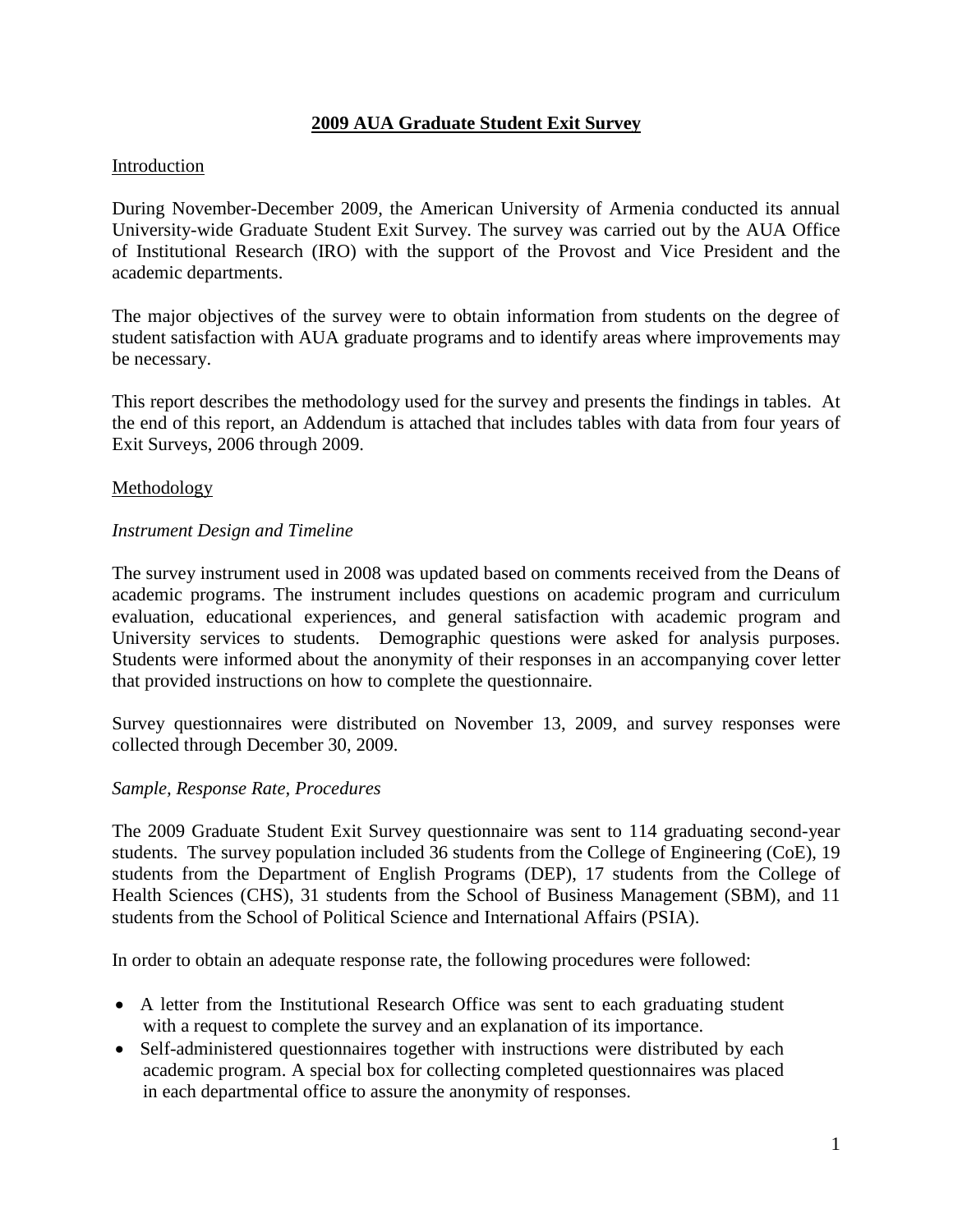# 2009 AUA Graduate Student Exit Survey

## Introduction

During November-December 2009, the American University of Armenia conducted its annual University-wide Graduate Student Exit Survey. The survey was carried out by the AUA Office of Institutional Research (IRO) with the support of the Provost and Vice President and the academic departments.

The major objectives of the survey were to obtain information from students on the degree of student satisfaction with AUA graduate programs and to identify areas where improvements may be necessary.

This report describes the methodology used for the survey and presents the findings in tables. At the end of this report, an Addendum is attached that includes tables with data from four years of Exit Surveys, 2006 through 2009.

## Methodology

### *Instrument Design and Timeline*

The survey instrument used in 2008 was updated based on comments received from the Deans of academic programs. The instrument includes questions on academic program and curriculum evaluation, educational experiences, and general satisfaction with academic program and University services to students. Demographic questions were asked for analysis purposes. Students were informed about the anonymity of their responses in an accompanying cover letter that provided instructions on how to complete the questionnaire.

Survey questionnaires were distributed on November 13, 2009, and survey responses were collected through December 30, 2009.

### *Sample, Response Rate, Procedures*

The 2009 Graduate Student Exit Survey questionnaire was sent to 114 graduating second-year students. The survey population included 36 students from the College of Engineering (CoE), 19 students from the Department of English Programs (DEP), 17 students from the College of Health Sciences (CHS), 31 students from the School of Business Management (SBM), and 11 students from the School of Political Science and International Affairs (PSIA).

In order to obtain an adequate response rate, the following procedures were followed:

- A letter from the Institutional Research Office was sent to each graduating student with a request to complete the survey and an explanation of its importance.
- Self-administered questionnaires together with instructions were distributed by each academic program. A special box for collecting completed questionnaires was placed in each departmental office to assure the anonymity of responses.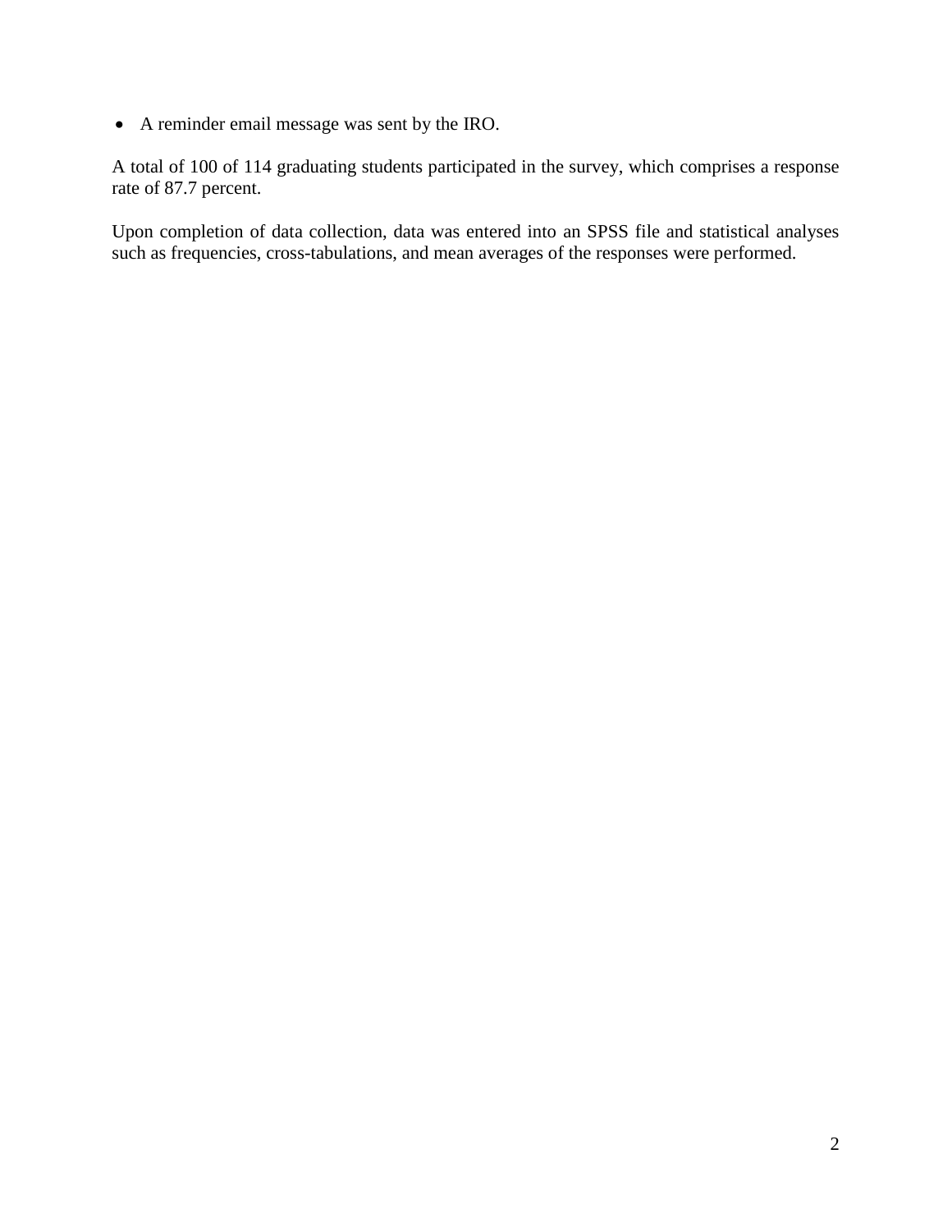- A reminder email message was sent by the IRO.

A total of 100 of 114 graduating students participated in the survey, which comprises a response rate of 87.7 percent.

Upon completion of data collection, data was entered into an SPSS file and statistical analyses such as frequencies, cross-tabulations, and mean averages of the responses were performed.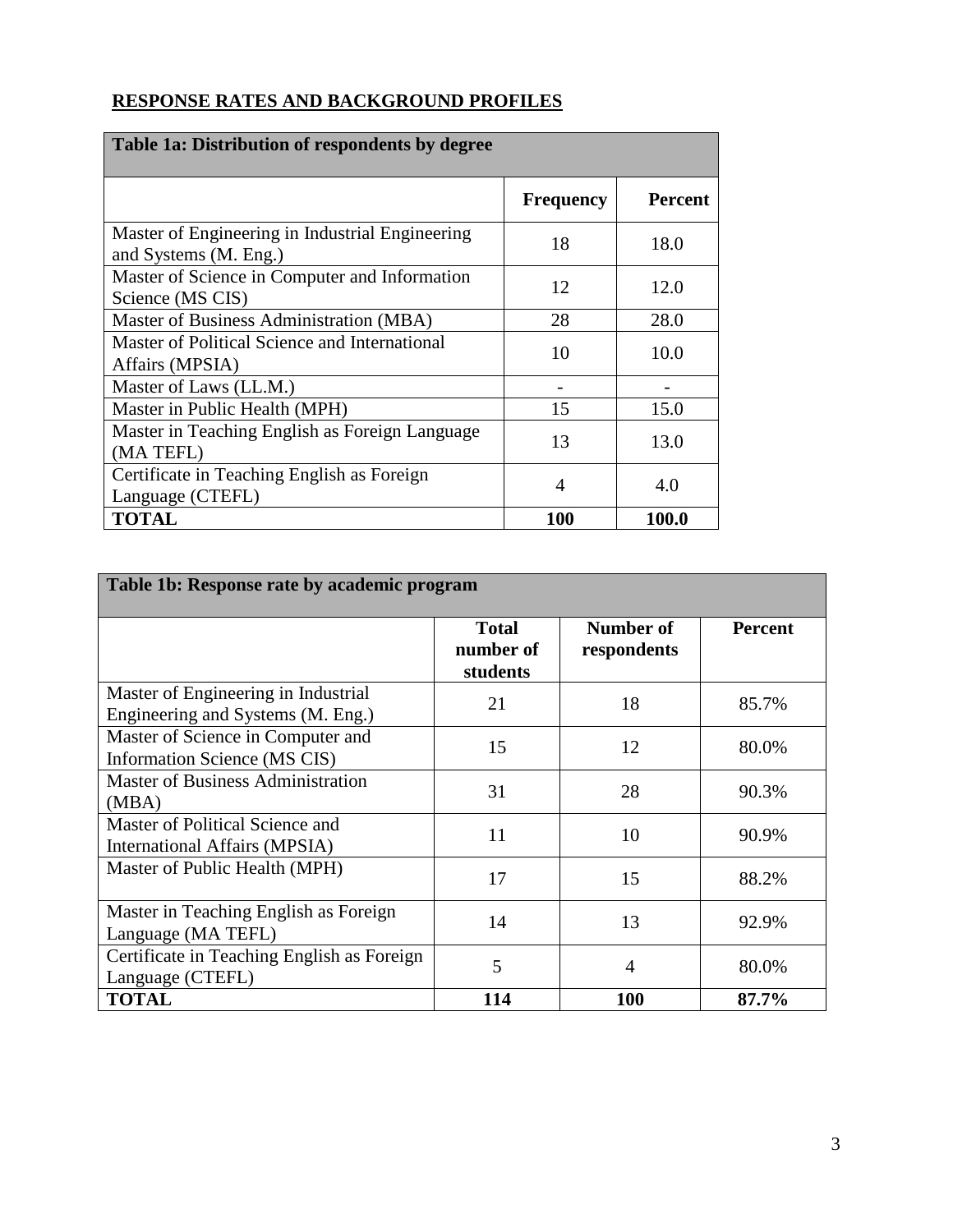## RESPONSE RATES AND BACKGROUND PROFILES

| Table 1a: Distribution of respondents by degree | | |
|---|---|---|
| | **Frequency** | **Percent** |
| Master of Engineering in Industrial Engineering and Systems (M. Eng.) | 18 | 18.0 |
| Master of Science in Computer and Information Science (MS CIS) | 12 | 12.0 |
| Master of Business Administration (MBA) | 28 | 28.0 |
| Master of Political Science and International Affairs (MPSIA) | 10 | 10.0 |
| Master of Laws (LL.M.) | - | - |
| Master in Public Health (MPH) | 15 | 15.0 |
| Master in Teaching English as Foreign Language (MA TEFL) | 13 | 13.0 |
| Certificate in Teaching English as Foreign Language (CTEFL) | 4 | 4.0 |
| **TOTAL** | **100** | **100.0** |

| Table 1b: Response rate by academic program | | | |
|---|---|---|---|
| | **Total number of students** | **Number of respondents** | **Percent** |
| Master of Engineering in Industrial Engineering and Systems (M. Eng.) | 21 | 18 | 85.7% |
| Master of Science in Computer and Information Science (MS CIS) | 15 | 12 | 80.0% |
| Master of Business Administration (MBA) | 31 | 28 | 90.3% |
| Master of Political Science and International Affairs (MPSIA) | 11 | 10 | 90.9% |
| Master of Public Health (MPH) | 17 | 15 | 88.2% |
| Master in Teaching English as Foreign Language (MA TEFL) | 14 | 13 | 92.9% |
| Certificate in Teaching English as Foreign Language (CTEFL) | 5 | 4 | 80.0% |
| **TOTAL** | **114** | **100** | **87.7%** |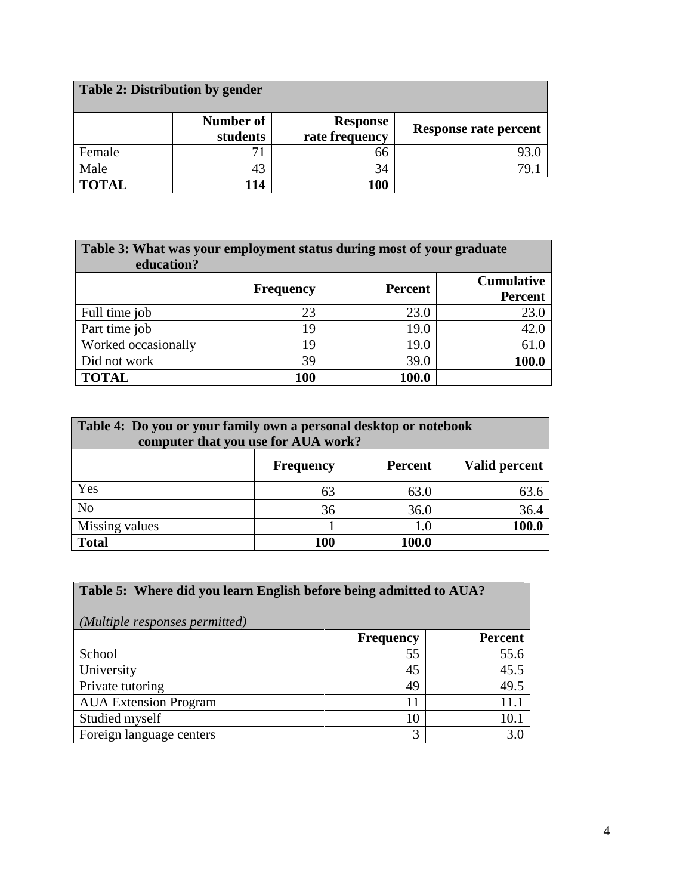| **Table 2: Distribution by gender** | | | |
|---|---|---|---|
| | **Number of students** | **Response rate frequency** | **Response rate percent** |
| Female | 71 | 66 | 93.0 |
| Male | 43 | 34 | 79.1 |
| **TOTAL** | **114** | **100** | |

| **Table 3: What was your employment status during most of your graduate education?** | | | |
|---|---|---|---|
| | **Frequency** | **Percent** | **Cumulative Percent** |
| Full time job | 23 | 23.0 | 23.0 |
| Part time job | 19 | 19.0 | 42.0 |
| Worked occasionally | 19 | 19.0 | 61.0 |
| Did not work | 39 | 39.0 | **100.0** |
| **TOTAL** | **100** | **100.0** | |

| **Table 4: Do you or your family own a personal desktop or notebook computer that you use for AUA work?** | | | |
|---|---|---|---|
| | **Frequency** | **Percent** | **Valid percent** |
| Yes | 63 | 63.0 | 63.6 |
| No | 36 | 36.0 | 36.4 |
| Missing values | 1 | 1.0 | **100.0** |
| **Total** | **100** | **100.0** | |

| **Table 5: Where did you learn English before being admitted to AUA?** *(Multiple responses permitted)* | | |
|---|---|---|
| | **Frequency** | **Percent** |
| School | 55 | 55.6 |
| University | 45 | 45.5 |
| Private tutoring | 49 | 49.5 |
| AUA Extension Program | 11 | 11.1 |
| Studied myself | 10 | 10.1 |
| Foreign language centers | 3 | 3.0 |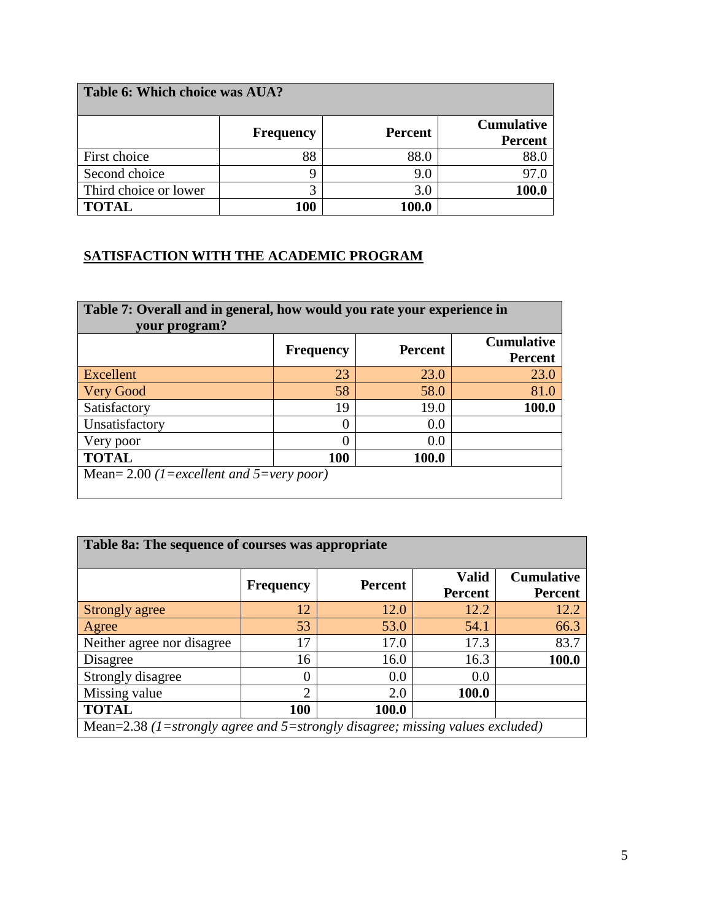| **Table 6: Which choice was AUA?** | | | |
|---|---|---|---|
| | **Frequency** | **Percent** | **Cumulative Percent** |
| First choice | 88 | 88.0 | 88.0 |
| Second choice | 9 | 9.0 | 97.0 |
| Third choice or lower | 3 | 3.0 | **100.0** |
| **TOTAL** | **100** | **100.0** | |

## SATISFACTION WITH THE ACADEMIC PROGRAM

| **Table 7: Overall and in general, how would you rate your experience in your program?** | | | |
|---|---|---|---|
| | **Frequency** | **Percent** | **Cumulative Percent** |
| Excellent | 23 | 23.0 | 23.0 |
| Very Good | 58 | 58.0 | 81.0 |
| Satisfactory | 19 | 19.0 | **100.0** |
| Unsatisfactory | 0 | 0.0 | |
| Very poor | 0 | 0.0 | |
| **TOTAL** | **100** | **100.0** | |
| Mean= 2.00 *(1=excellent and 5=very poor)* | | | |

| **Table 8a: The sequence of courses was appropriate** | | | | |
|---|---|---|---|---|
| | **Frequency** | **Percent** | **Valid Percent** | **Cumulative Percent** |
| Strongly agree | 12 | 12.0 | 12.2 | 12.2 |
| Agree | 53 | 53.0 | 54.1 | 66.3 |
| Neither agree nor disagree | 17 | 17.0 | 17.3 | 83.7 |
| Disagree | 16 | 16.0 | 16.3 | **100.0** |
| Strongly disagree | 0 | 0.0 | 0.0 | |
| Missing value | 2 | 2.0 | **100.0** | |
| **TOTAL** | **100** | **100.0** | | |
| Mean=2.38 *(1=strongly agree and 5=strongly disagree; missing values excluded)* | | | | |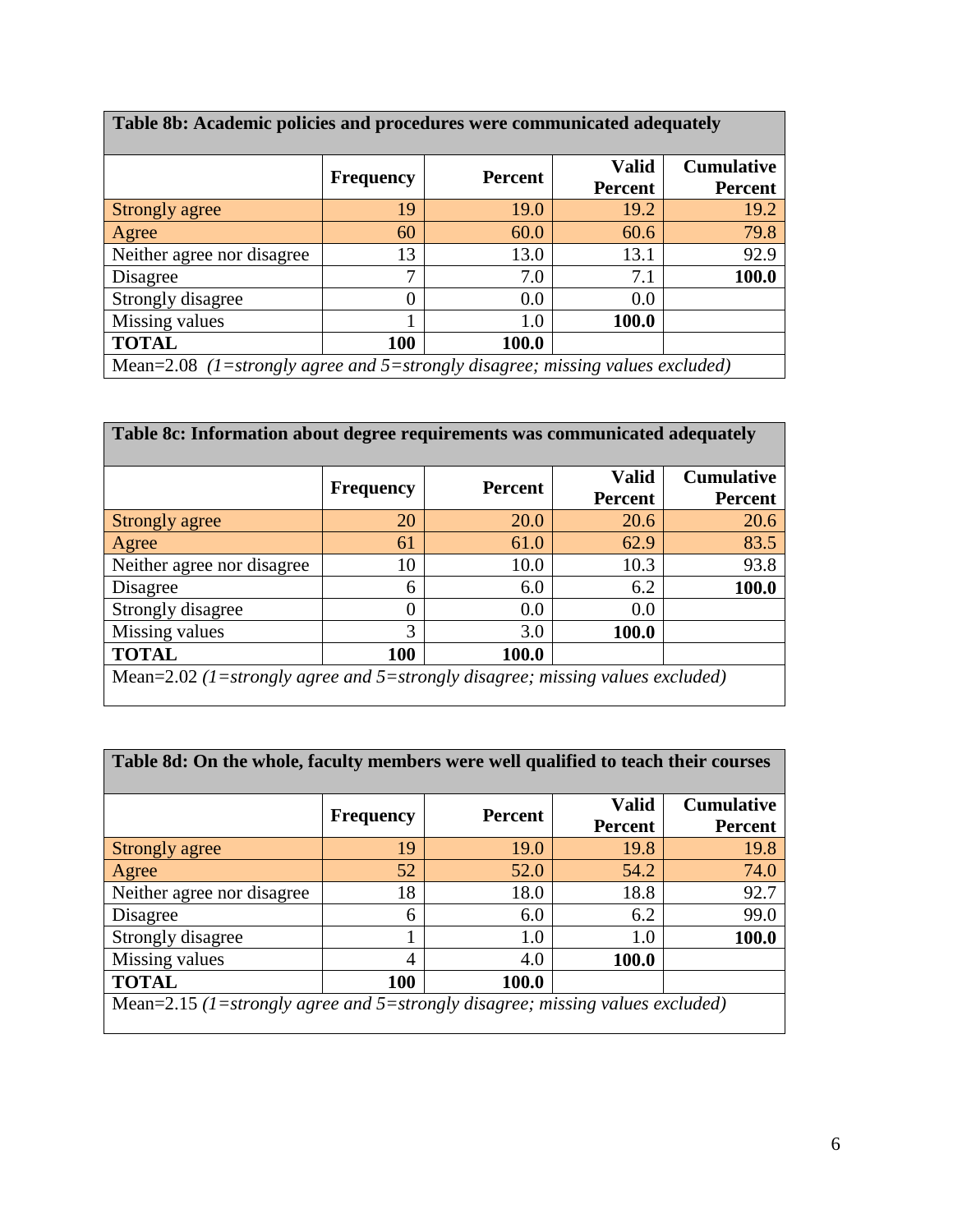| Table 8b: Academic policies and procedures were communicated adequately | | | | |
|---|---|---|---|---|
| | Frequency | Percent | Valid Percent | Cumulative Percent |
| Strongly agree | 19 | 19.0 | 19.2 | 19.2 |
| Agree | 60 | 60.0 | 60.6 | 79.8 |
| Neither agree nor disagree | 13 | 13.0 | 13.1 | 92.9 |
| Disagree | 7 | 7.0 | 7.1 | **100.0** |
| Strongly disagree | 0 | 0.0 | 0.0 | |
| Missing values | 1 | 1.0 | **100.0** | |
| **TOTAL** | **100** | **100.0** | | |
| Mean=2.08 *(1=strongly agree and 5=strongly disagree; missing values excluded)* | | | | |

| Table 8c: Information about degree requirements was communicated adequately | | | | |
|---|---|---|---|---|
| | Frequency | Percent | Valid Percent | Cumulative Percent |
| Strongly agree | 20 | 20.0 | 20.6 | 20.6 |
| Agree | 61 | 61.0 | 62.9 | 83.5 |
| Neither agree nor disagree | 10 | 10.0 | 10.3 | 93.8 |
| Disagree | 6 | 6.0 | 6.2 | **100.0** |
| Strongly disagree | 0 | 0.0 | 0.0 | |
| Missing values | 3 | 3.0 | **100.0** | |
| **TOTAL** | **100** | **100.0** | | |
| Mean=2.02 *(1=strongly agree and 5=strongly disagree; missing values excluded)* | | | | |

| Table 8d: On the whole, faculty members were well qualified to teach their courses | | | | |
|---|---|---|---|---|
| | Frequency | Percent | Valid Percent | Cumulative Percent |
| Strongly agree | 19 | 19.0 | 19.8 | 19.8 |
| Agree | 52 | 52.0 | 54.2 | 74.0 |
| Neither agree nor disagree | 18 | 18.0 | 18.8 | 92.7 |
| Disagree | 6 | 6.0 | 6.2 | 99.0 |
| Strongly disagree | 1 | 1.0 | 1.0 | **100.0** |
| Missing values | 4 | 4.0 | **100.0** | |
| **TOTAL** | **100** | **100.0** | | |
| Mean=2.15 *(1=strongly agree and 5=strongly disagree; missing values excluded)* | | | | |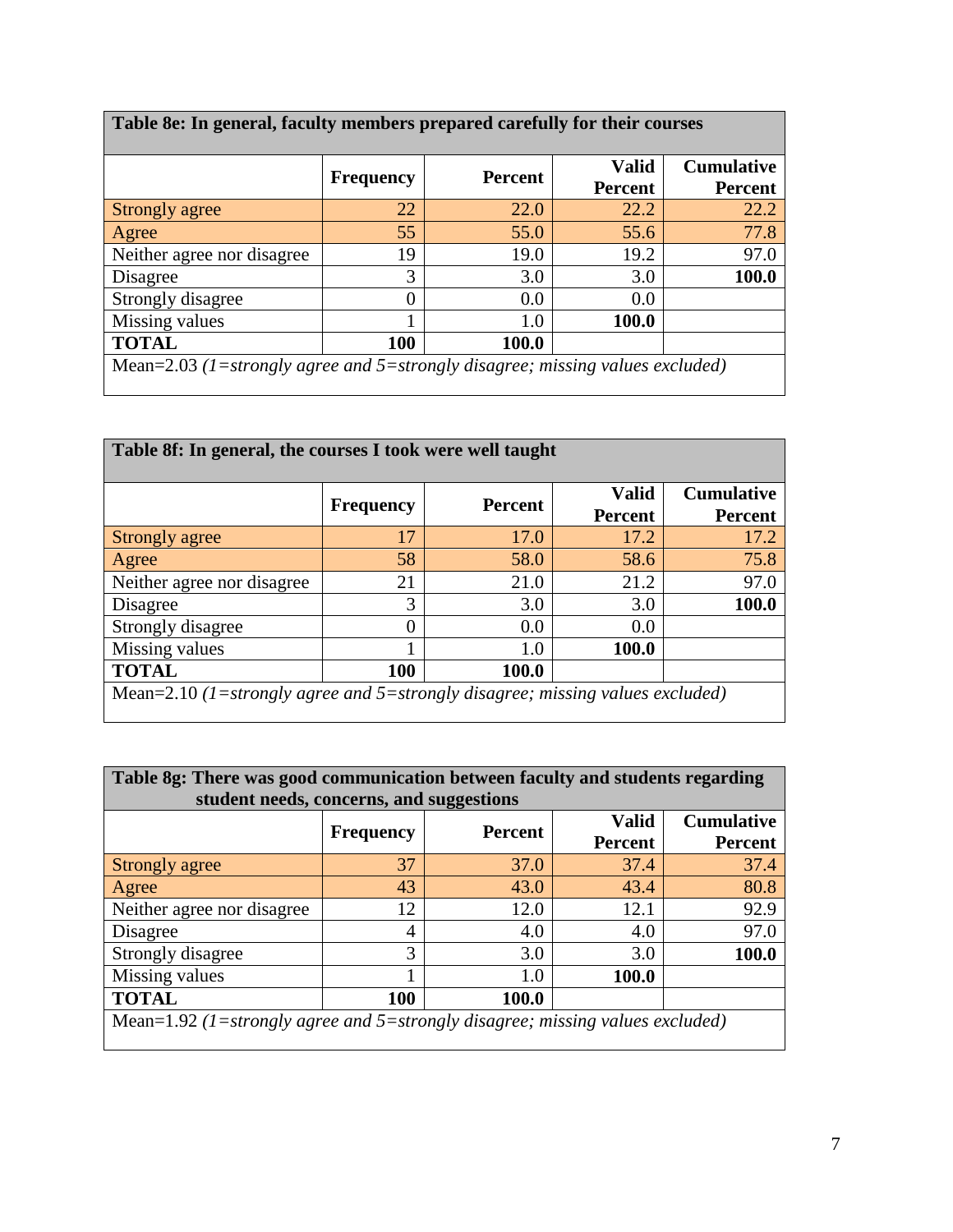**Table 8e: In general, faculty members prepared carefully for their courses**

| | Frequency | Percent | Valid Percent | Cumulative Percent |
|---|---|---|---|---|
| Strongly agree | 22 | 22.0 | 22.2 | 22.2 |
| Agree | 55 | 55.0 | 55.6 | 77.8 |
| Neither agree nor disagree | 19 | 19.0 | 19.2 | 97.0 |
| Disagree | 3 | 3.0 | 3.0 | **100.0** |
| Strongly disagree | 0 | 0.0 | 0.0 | |
| Missing values | 1 | 1.0 | **100.0** | |
| **TOTAL** | **100** | **100.0** | | |

Mean=2.03 *(1=strongly agree and 5=strongly disagree; missing values excluded)*

**Table 8f: In general, the courses I took were well taught**

| | Frequency | Percent | Valid Percent | Cumulative Percent |
|---|---|---|---|---|
| Strongly agree | 17 | 17.0 | 17.2 | 17.2 |
| Agree | 58 | 58.0 | 58.6 | 75.8 |
| Neither agree nor disagree | 21 | 21.0 | 21.2 | 97.0 |
| Disagree | 3 | 3.0 | 3.0 | **100.0** |
| Strongly disagree | 0 | 0.0 | 0.0 | |
| Missing values | 1 | 1.0 | **100.0** | |
| **TOTAL** | **100** | **100.0** | | |

Mean=2.10 *(1=strongly agree and 5=strongly disagree; missing values excluded)*

**Table 8g: There was good communication between faculty and students regarding student needs, concerns, and suggestions**

| | Frequency | Percent | Valid Percent | Cumulative Percent |
|---|---|---|---|---|
| Strongly agree | 37 | 37.0 | 37.4 | 37.4 |
| Agree | 43 | 43.0 | 43.4 | 80.8 |
| Neither agree nor disagree | 12 | 12.0 | 12.1 | 92.9 |
| Disagree | 4 | 4.0 | 4.0 | 97.0 |
| Strongly disagree | 3 | 3.0 | 3.0 | **100.0** |
| Missing values | 1 | 1.0 | **100.0** | |
| **TOTAL** | **100** | **100.0** | | |

Mean=1.92 *(1=strongly agree and 5=strongly disagree; missing values excluded)*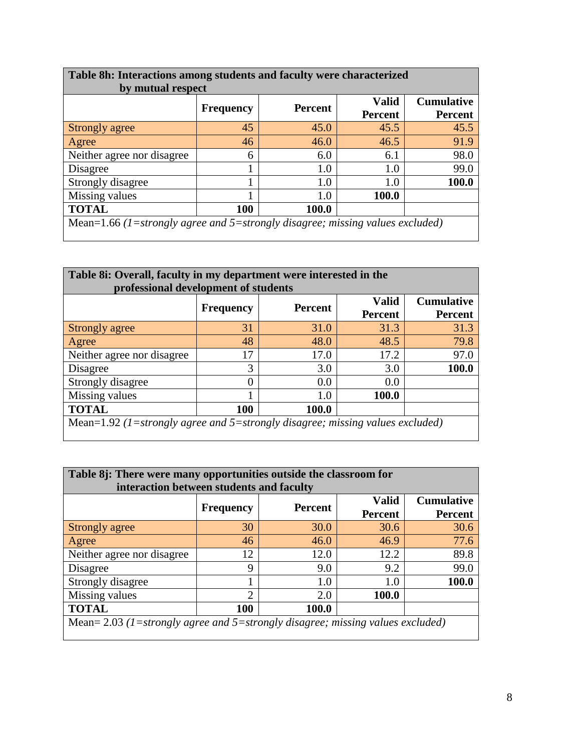| Table 8h: Interactions among students and faculty were characterized by mutual respect | | | | |
|---|---|---|---|---|
| | Frequency | Percent | Valid Percent | Cumulative Percent |
| Strongly agree | 45 | 45.0 | 45.5 | 45.5 |
| Agree | 46 | 46.0 | 46.5 | 91.9 |
| Neither agree nor disagree | 6 | 6.0 | 6.1 | 98.0 |
| Disagree | 1 | 1.0 | 1.0 | 99.0 |
| Strongly disagree | 1 | 1.0 | 1.0 | **100.0** |
| Missing values | 1 | 1.0 | **100.0** | |
| **TOTAL** | **100** | **100.0** | | |
| Mean=1.66 *(1=strongly agree and 5=strongly disagree; missing values excluded)* | | | | |

| Table 8i: Overall, faculty in my department were interested in the professional development of students | | | | |
|---|---|---|---|---|
| | Frequency | Percent | Valid Percent | Cumulative Percent |
| Strongly agree | 31 | 31.0 | 31.3 | 31.3 |
| Agree | 48 | 48.0 | 48.5 | 79.8 |
| Neither agree nor disagree | 17 | 17.0 | 17.2 | 97.0 |
| Disagree | 3 | 3.0 | 3.0 | **100.0** |
| Strongly disagree | 0 | 0.0 | 0.0 | |
| Missing values | 1 | 1.0 | **100.0** | |
| **TOTAL** | **100** | **100.0** | | |
| Mean=1.92 *(1=strongly agree and 5=strongly disagree; missing values excluded)* | | | | |

| Table 8j: There were many opportunities outside the classroom for interaction between students and faculty | | | | |
|---|---|---|---|---|
| | Frequency | Percent | Valid Percent | Cumulative Percent |
| Strongly agree | 30 | 30.0 | 30.6 | 30.6 |
| Agree | 46 | 46.0 | 46.9 | 77.6 |
| Neither agree nor disagree | 12 | 12.0 | 12.2 | 89.8 |
| Disagree | 9 | 9.0 | 9.2 | 99.0 |
| Strongly disagree | 1 | 1.0 | 1.0 | **100.0** |
| Missing values | 2 | 2.0 | **100.0** | |
| **TOTAL** | **100** | **100.0** | | |
| Mean= 2.03 *(1=strongly agree and 5=strongly disagree; missing values excluded)* | | | | |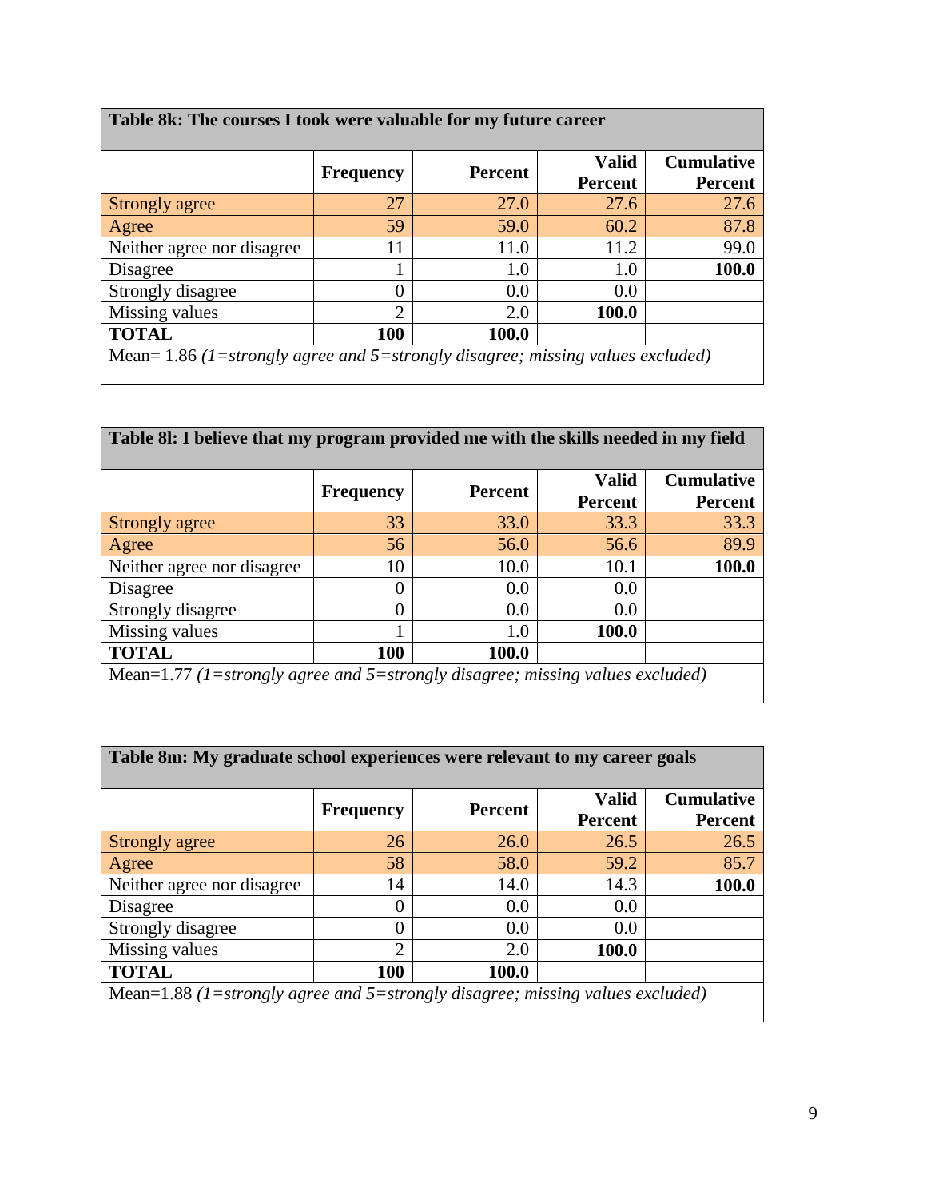**Table 8k: The courses I took were valuable for my future career**

| | Frequency | Percent | Valid Percent | Cumulative Percent |
|---|---|---|---|---|
| Strongly agree | 27 | 27.0 | 27.6 | 27.6 |
| Agree | 59 | 59.0 | 60.2 | 87.8 |
| Neither agree nor disagree | 11 | 11.0 | 11.2 | 99.0 |
| Disagree | 1 | 1.0 | 1.0 | **100.0** |
| Strongly disagree | 0 | 0.0 | 0.0 | |
| Missing values | 2 | 2.0 | **100.0** | |
| **TOTAL** | **100** | **100.0** | | |

Mean= 1.86 *(1=strongly agree and 5=strongly disagree; missing values excluded)*

**Table 8l: I believe that my program provided me with the skills needed in my field**

| | Frequency | Percent | Valid Percent | Cumulative Percent |
|---|---|---|---|---|
| Strongly agree | 33 | 33.0 | 33.3 | 33.3 |
| Agree | 56 | 56.0 | 56.6 | 89.9 |
| Neither agree nor disagree | 10 | 10.0 | 10.1 | **100.0** |
| Disagree | 0 | 0.0 | 0.0 | |
| Strongly disagree | 0 | 0.0 | 0.0 | |
| Missing values | 1 | 1.0 | **100.0** | |
| **TOTAL** | **100** | **100.0** | | |

Mean=1.77 *(1=strongly agree and 5=strongly disagree; missing values excluded)*

**Table 8m: My graduate school experiences were relevant to my career goals**

| | Frequency | Percent | Valid Percent | Cumulative Percent |
|---|---|---|---|---|
| Strongly agree | 26 | 26.0 | 26.5 | 26.5 |
| Agree | 58 | 58.0 | 59.2 | 85.7 |
| Neither agree nor disagree | 14 | 14.0 | 14.3 | **100.0** |
| Disagree | 0 | 0.0 | 0.0 | |
| Strongly disagree | 0 | 0.0 | 0.0 | |
| Missing values | 2 | 2.0 | **100.0** | |
| **TOTAL** | **100** | **100.0** | | |

Mean=1.88 *(1=strongly agree and 5=strongly disagree; missing values excluded)*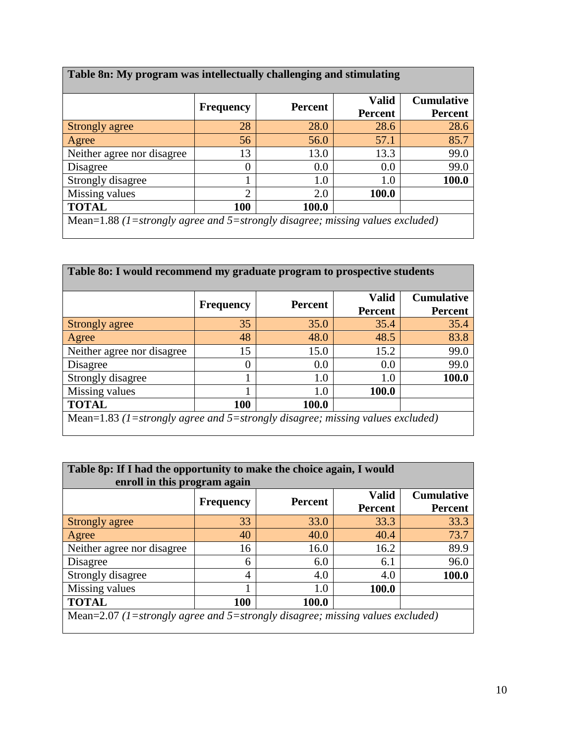**Table 8n: My program was intellectually challenging and stimulating**

| | Frequency | Percent | Valid Percent | Cumulative Percent |
|---|---|---|---|---|
| Strongly agree | 28 | 28.0 | 28.6 | 28.6 |
| Agree | 56 | 56.0 | 57.1 | 85.7 |
| Neither agree nor disagree | 13 | 13.0 | 13.3 | 99.0 |
| Disagree | 0 | 0.0 | 0.0 | 99.0 |
| Strongly disagree | 1 | 1.0 | 1.0 | **100.0** |
| Missing values | 2 | 2.0 | **100.0** | |
| **TOTAL** | **100** | **100.0** | | |

Mean=1.88 *(1=strongly agree and 5=strongly disagree; missing values excluded)*

**Table 8o: I would recommend my graduate program to prospective students**

| | Frequency | Percent | Valid Percent | Cumulative Percent |
|---|---|---|---|---|
| Strongly agree | 35 | 35.0 | 35.4 | 35.4 |
| Agree | 48 | 48.0 | 48.5 | 83.8 |
| Neither agree nor disagree | 15 | 15.0 | 15.2 | 99.0 |
| Disagree | 0 | 0.0 | 0.0 | 99.0 |
| Strongly disagree | 1 | 1.0 | 1.0 | **100.0** |
| Missing values | 1 | 1.0 | **100.0** | |
| **TOTAL** | **100** | **100.0** | | |

Mean=1.83 *(1=strongly agree and 5=strongly disagree; missing values excluded)*

**Table 8p: If I had the opportunity to make the choice again, I would enroll in this program again**

| | Frequency | Percent | Valid Percent | Cumulative Percent |
|---|---|---|---|---|
| Strongly agree | 33 | 33.0 | 33.3 | 33.3 |
| Agree | 40 | 40.0 | 40.4 | 73.7 |
| Neither agree nor disagree | 16 | 16.0 | 16.2 | 89.9 |
| Disagree | 6 | 6.0 | 6.1 | 96.0 |
| Strongly disagree | 4 | 4.0 | 4.0 | **100.0** |
| Missing values | 1 | 1.0 | **100.0** | |
| **TOTAL** | **100** | **100.0** | | |

Mean=2.07 *(1=strongly agree and 5=strongly disagree; missing values excluded)*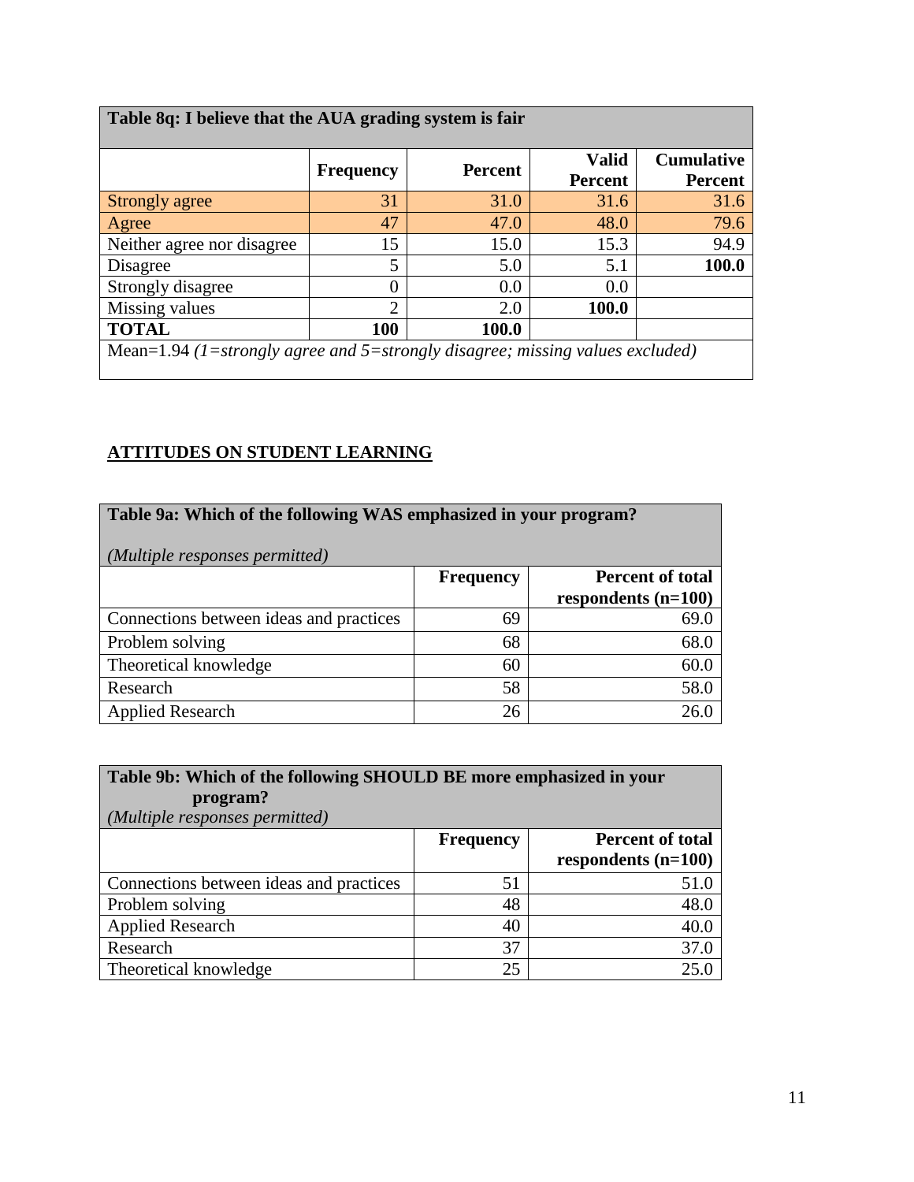| Table 8q: I believe that the AUA grading system is fair | | | | |
|---|---|---|---|---|
| | **Frequency** | **Percent** | **Valid Percent** | **Cumulative Percent** |
| Strongly agree | 31 | 31.0 | 31.6 | 31.6 |
| Agree | 47 | 47.0 | 48.0 | 79.6 |
| Neither agree nor disagree | 15 | 15.0 | 15.3 | 94.9 |
| Disagree | 5 | 5.0 | 5.1 | **100.0** |
| Strongly disagree | 0 | 0.0 | 0.0 | |
| Missing values | 2 | 2.0 | **100.0** | |
| **TOTAL** | **100** | **100.0** | | |
| Mean=1.94 *(1=strongly agree and 5=strongly disagree; missing values excluded)* | | | | |

## ATTITUDES ON STUDENT LEARNING

**Table 9a: Which of the following WAS emphasized in your program?**

*(Multiple responses permitted)*

| | **Frequency** | **Percent of total respondents (n=100)** |
|---|---|---|
| Connections between ideas and practices | 69 | 69.0 |
| Problem solving | 68 | 68.0 |
| Theoretical knowledge | 60 | 60.0 |
| Research | 58 | 58.0 |
| Applied Research | 26 | 26.0 |

**Table 9b: Which of the following SHOULD BE more emphasized in your program?**

*(Multiple responses permitted)*

| | **Frequency** | **Percent of total respondents (n=100)** |
|---|---|---|
| Connections between ideas and practices | 51 | 51.0 |
| Problem solving | 48 | 48.0 |
| Applied Research | 40 | 40.0 |
| Research | 37 | 37.0 |
| Theoretical knowledge | 25 | 25.0 |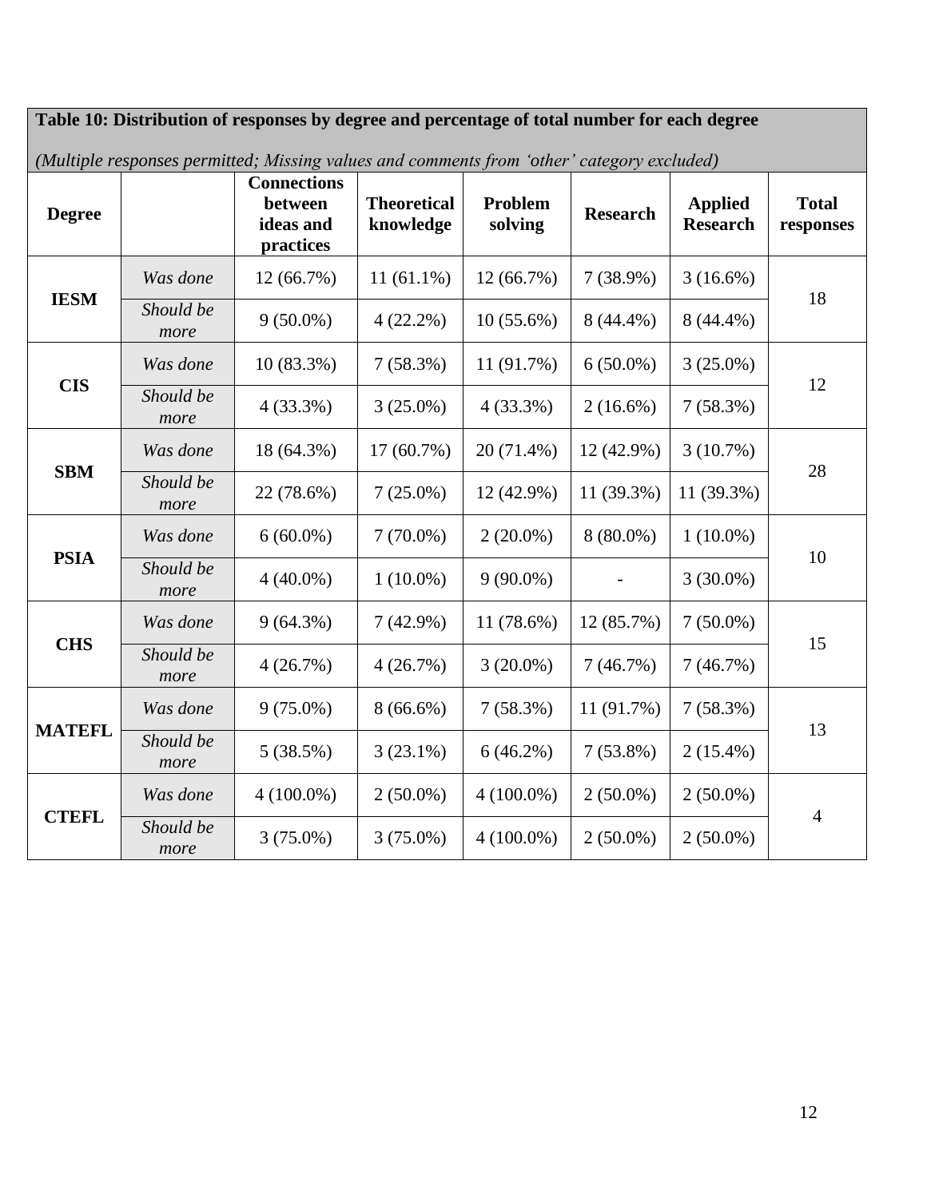**Table 10: Distribution of responses by degree and percentage of total number for each degree**

*(Multiple responses permitted; Missing values and comments from 'other' category excluded)*

| Degree | | Connections between ideas and practices | Theoretical knowledge | Problem solving | Research | Applied Research | Total responses |
|---|---|---|---|---|---|---|---|
| **IESM** | *Was done* | 12 (66.7%) | 11 (61.1%) | 12 (66.7%) | 7 (38.9%) | 3 (16.6%) | 18 |
| | *Should be more* | 9 (50.0%) | 4 (22.2%) | 10 (55.6%) | 8 (44.4%) | 8 (44.4%) | |
| **CIS** | *Was done* | 10 (83.3%) | 7 (58.3%) | 11 (91.7%) | 6 (50.0%) | 3 (25.0%) | 12 |
| | *Should be more* | 4 (33.3%) | 3 (25.0%) | 4 (33.3%) | 2 (16.6%) | 7 (58.3%) | |
| **SBM** | *Was done* | 18 (64.3%) | 17 (60.7%) | 20 (71.4%) | 12 (42.9%) | 3 (10.7%) | 28 |
| | *Should be more* | 22 (78.6%) | 7 (25.0%) | 12 (42.9%) | 11 (39.3%) | 11 (39.3%) | |
| **PSIA** | *Was done* | 6 (60.0%) | 7 (70.0%) | 2 (20.0%) | 8 (80.0%) | 1 (10.0%) | 10 |
| | *Should be more* | 4 (40.0%) | 1 (10.0%) | 9 (90.0%) | - | 3 (30.0%) | |
| **CHS** | *Was done* | 9 (64.3%) | 7 (42.9%) | 11 (78.6%) | 12 (85.7%) | 7 (50.0%) | 15 |
| | *Should be more* | 4 (26.7%) | 4 (26.7%) | 3 (20.0%) | 7 (46.7%) | 7 (46.7%) | |
| **MATEFL** | *Was done* | 9 (75.0%) | 8 (66.6%) | 7 (58.3%) | 11 (91.7%) | 7 (58.3%) | 13 |
| | *Should be more* | 5 (38.5%) | 3 (23.1%) | 6 (46.2%) | 7 (53.8%) | 2 (15.4%) | |
| **CTEFL** | *Was done* | 4 (100.0%) | 2 (50.0%) | 4 (100.0%) | 2 (50.0%) | 2 (50.0%) | 4 |
| | *Should be more* | 3 (75.0%) | 3 (75.0%) | 4 (100.0%) | 2 (50.0%) | 2 (50.0%) | |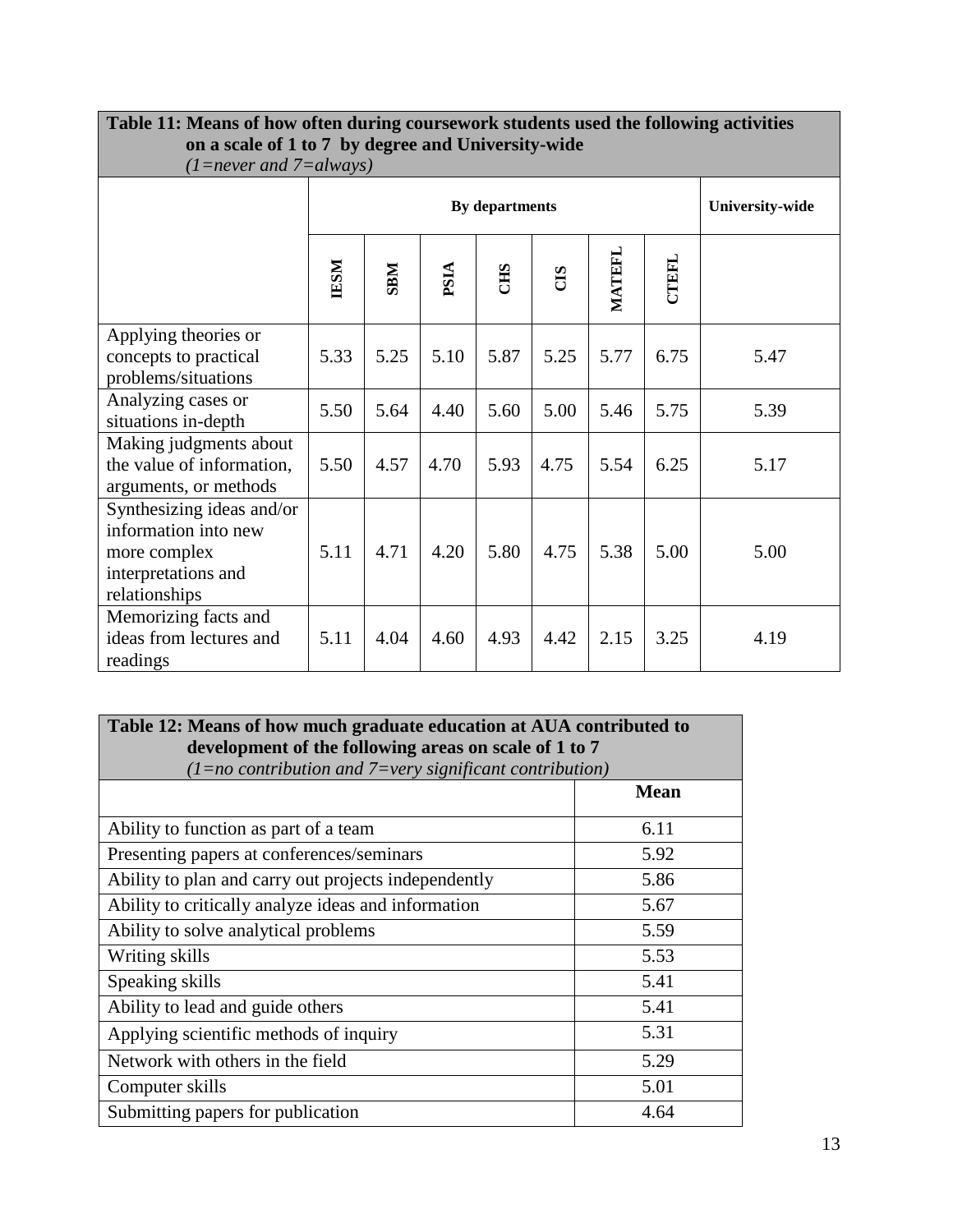**Table 11: Means of how often during coursework students used the following activities on a scale of 1 to 7 by degree and University-wide**
*(1=never and 7=always)*

| | By departments | | | | | | | University-wide |
|---|---|---|---|---|---|---|---|---|
| | IESM | SBM | PSIA | CHS | CIS | MATEFL | CTEFL | |
| Applying theories or concepts to practical problems/situations | 5.33 | 5.25 | 5.10 | 5.87 | 5.25 | 5.77 | 6.75 | 5.47 |
| Analyzing cases or situations in-depth | 5.50 | 5.64 | 4.40 | 5.60 | 5.00 | 5.46 | 5.75 | 5.39 |
| Making judgments about the value of information, arguments, or methods | 5.50 | 4.57 | 4.70 | 5.93 | 4.75 | 5.54 | 6.25 | 5.17 |
| Synthesizing ideas and/or information into new more complex interpretations and relationships | 5.11 | 4.71 | 4.20 | 5.80 | 4.75 | 5.38 | 5.00 | 5.00 |
| Memorizing facts and ideas from lectures and readings | 5.11 | 4.04 | 4.60 | 4.93 | 4.42 | 2.15 | 3.25 | 4.19 |

**Table 12: Means of how much graduate education at AUA contributed to development of the following areas on scale of 1 to 7**
*(1=no contribution and 7=very significant contribution)*

| | Mean |
|---|---|
| Ability to function as part of a team | 6.11 |
| Presenting papers at conferences/seminars | 5.92 |
| Ability to plan and carry out projects independently | 5.86 |
| Ability to critically analyze ideas and information | 5.67 |
| Ability to solve analytical problems | 5.59 |
| Writing skills | 5.53 |
| Speaking skills | 5.41 |
| Ability to lead and guide others | 5.41 |
| Applying scientific methods of inquiry | 5.31 |
| Network with others in the field | 5.29 |
| Computer skills | 5.01 |
| Submitting papers for publication | 4.64 |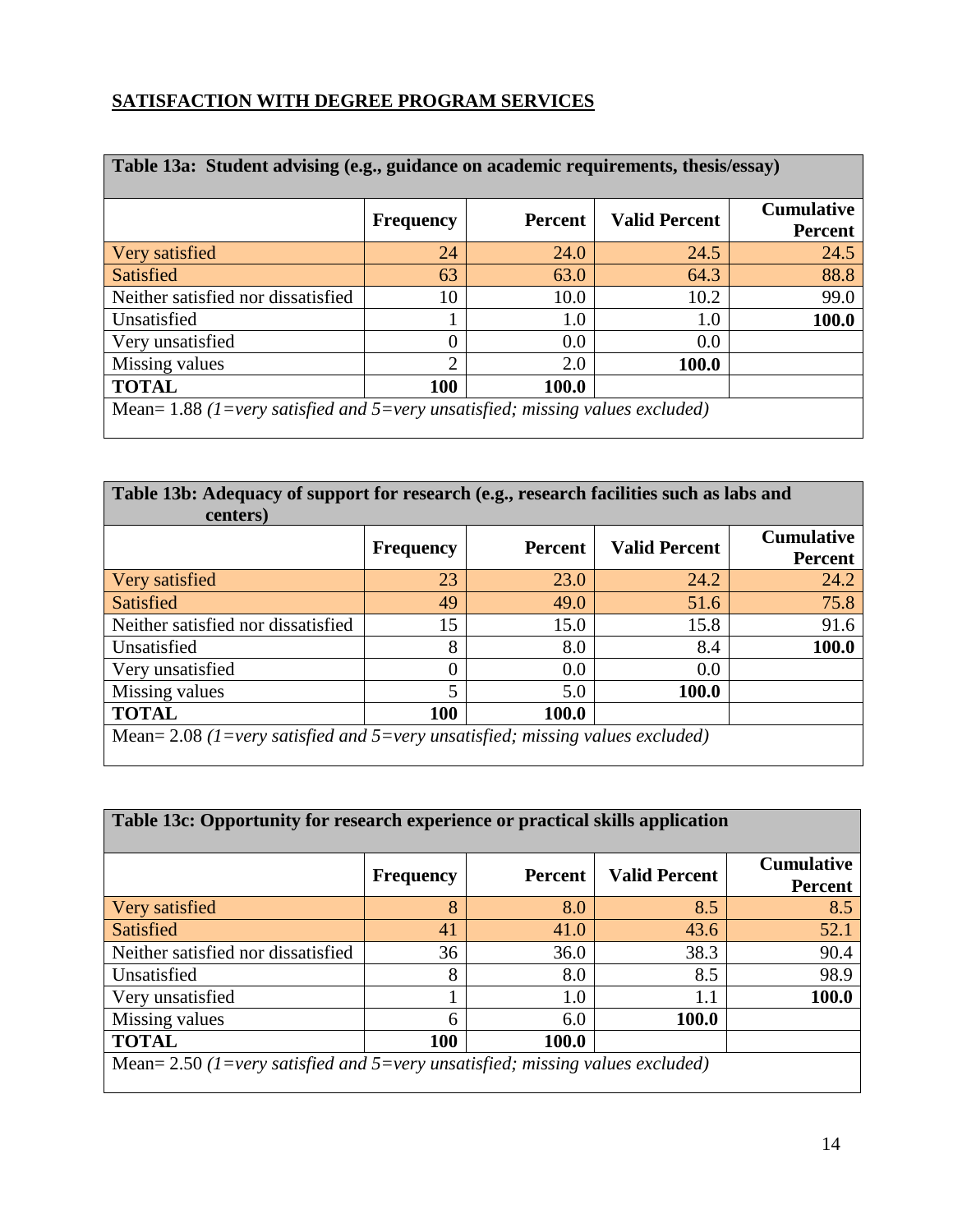## SATISFACTION WITH DEGREE PROGRAM SERVICES

**Table 13a: Student advising (e.g., guidance on academic requirements, thesis/essay)**

| | Frequency | Percent | Valid Percent | Cumulative Percent |
|---|---|---|---|---|
| Very satisfied | 24 | 24.0 | 24.5 | 24.5 |
| Satisfied | 63 | 63.0 | 64.3 | 88.8 |
| Neither satisfied nor dissatisfied | 10 | 10.0 | 10.2 | 99.0 |
| Unsatisfied | 1 | 1.0 | 1.0 | **100.0** |
| Very unsatisfied | 0 | 0.0 | 0.0 | |
| Missing values | 2 | 2.0 | **100.0** | |
| **TOTAL** | **100** | **100.0** | | |

Mean= 1.88 *(1=very satisfied and 5=very unsatisfied; missing values excluded)*

**Table 13b: Adequacy of support for research (e.g., research facilities such as labs and centers)**

| | Frequency | Percent | Valid Percent | Cumulative Percent |
|---|---|---|---|---|
| Very satisfied | 23 | 23.0 | 24.2 | 24.2 |
| Satisfied | 49 | 49.0 | 51.6 | 75.8 |
| Neither satisfied nor dissatisfied | 15 | 15.0 | 15.8 | 91.6 |
| Unsatisfied | 8 | 8.0 | 8.4 | **100.0** |
| Very unsatisfied | 0 | 0.0 | 0.0 | |
| Missing values | 5 | 5.0 | **100.0** | |
| **TOTAL** | **100** | **100.0** | | |

Mean= 2.08 *(1=very satisfied and 5=very unsatisfied; missing values excluded)*

**Table 13c: Opportunity for research experience or practical skills application**

| | Frequency | Percent | Valid Percent | Cumulative Percent |
|---|---|---|---|---|
| Very satisfied | 8 | 8.0 | 8.5 | 8.5 |
| Satisfied | 41 | 41.0 | 43.6 | 52.1 |
| Neither satisfied nor dissatisfied | 36 | 36.0 | 38.3 | 90.4 |
| Unsatisfied | 8 | 8.0 | 8.5 | 98.9 |
| Very unsatisfied | 1 | 1.0 | 1.1 | **100.0** |
| Missing values | 6 | 6.0 | **100.0** | |
| **TOTAL** | **100** | **100.0** | | |

Mean= 2.50 *(1=very satisfied and 5=very unsatisfied; missing values excluded)*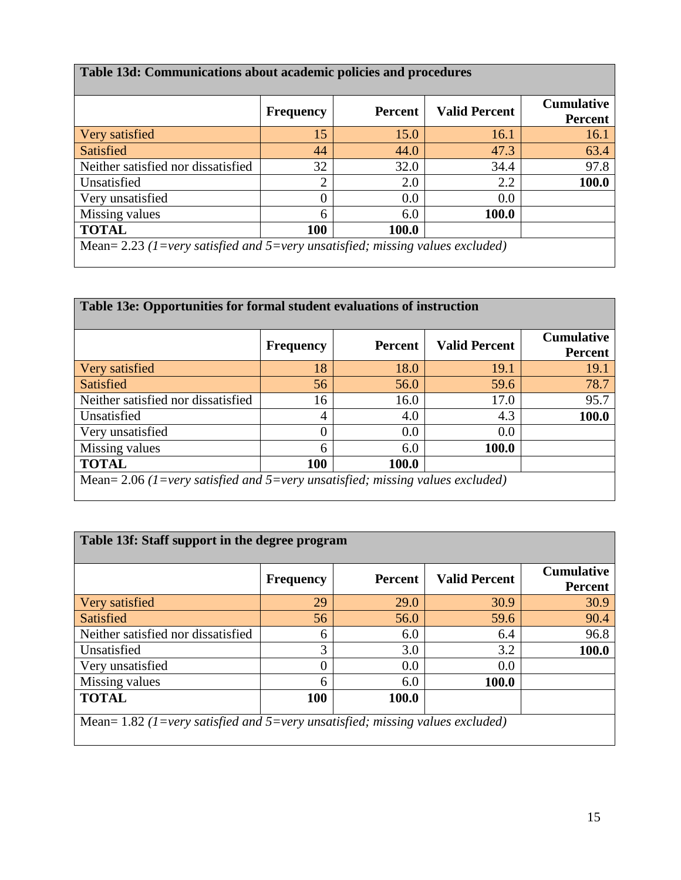**Table 13d: Communications about academic policies and procedures**

| | Frequency | Percent | Valid Percent | Cumulative Percent |
|---|---|---|---|---|
| Very satisfied | 15 | 15.0 | 16.1 | 16.1 |
| Satisfied | 44 | 44.0 | 47.3 | 63.4 |
| Neither satisfied nor dissatisfied | 32 | 32.0 | 34.4 | 97.8 |
| Unsatisfied | 2 | 2.0 | 2.2 | **100.0** |
| Very unsatisfied | 0 | 0.0 | 0.0 | |
| Missing values | 6 | 6.0 | **100.0** | |
| **TOTAL** | **100** | **100.0** | | |

Mean= 2.23 *(1=very satisfied and 5=very unsatisfied; missing values excluded)*

**Table 13e: Opportunities for formal student evaluations of instruction**

| | Frequency | Percent | Valid Percent | Cumulative Percent |
|---|---|---|---|---|
| Very satisfied | 18 | 18.0 | 19.1 | 19.1 |
| Satisfied | 56 | 56.0 | 59.6 | 78.7 |
| Neither satisfied nor dissatisfied | 16 | 16.0 | 17.0 | 95.7 |
| Unsatisfied | 4 | 4.0 | 4.3 | **100.0** |
| Very unsatisfied | 0 | 0.0 | 0.0 | |
| Missing values | 6 | 6.0 | **100.0** | |
| **TOTAL** | **100** | **100.0** | | |

Mean= 2.06 *(1=very satisfied and 5=very unsatisfied; missing values excluded)*

**Table 13f: Staff support in the degree program**

| | Frequency | Percent | Valid Percent | Cumulative Percent |
|---|---|---|---|---|
| Very satisfied | 29 | 29.0 | 30.9 | 30.9 |
| Satisfied | 56 | 56.0 | 59.6 | 90.4 |
| Neither satisfied nor dissatisfied | 6 | 6.0 | 6.4 | 96.8 |
| Unsatisfied | 3 | 3.0 | 3.2 | **100.0** |
| Very unsatisfied | 0 | 0.0 | 0.0 | |
| Missing values | 6 | 6.0 | **100.0** | |
| **TOTAL** | **100** | **100.0** | | |

Mean= 1.82 *(1=very satisfied and 5=very unsatisfied; missing values excluded)*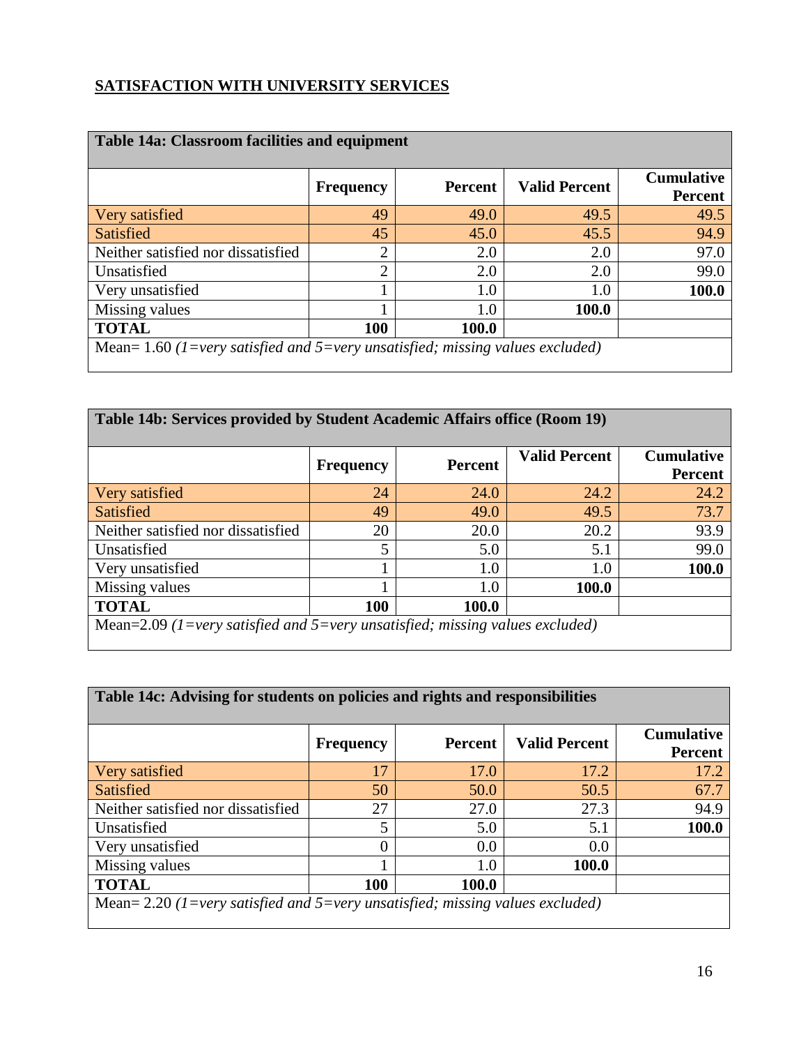## SATISFACTION WITH UNIVERSITY SERVICES

| Table 14a: Classroom facilities and equipment | | | | |
|---|---|---|---|---|
| | **Frequency** | **Percent** | **Valid Percent** | **Cumulative Percent** |
| Very satisfied | 49 | 49.0 | 49.5 | 49.5 |
| Satisfied | 45 | 45.0 | 45.5 | 94.9 |
| Neither satisfied nor dissatisfied | 2 | 2.0 | 2.0 | 97.0 |
| Unsatisfied | 2 | 2.0 | 2.0 | 99.0 |
| Very unsatisfied | 1 | 1.0 | 1.0 | **100.0** |
| Missing values | 1 | 1.0 | **100.0** | |
| **TOTAL** | **100** | **100.0** | | |
| Mean= 1.60 *(1=very satisfied and 5=very unsatisfied; missing values excluded)* | | | | |

| Table 14b: Services provided by Student Academic Affairs office (Room 19) | | | | |
|---|---|---|---|---|
| | **Frequency** | **Percent** | **Valid Percent** | **Cumulative Percent** |
| Very satisfied | 24 | 24.0 | 24.2 | 24.2 |
| Satisfied | 49 | 49.0 | 49.5 | 73.7 |
| Neither satisfied nor dissatisfied | 20 | 20.0 | 20.2 | 93.9 |
| Unsatisfied | 5 | 5.0 | 5.1 | 99.0 |
| Very unsatisfied | 1 | 1.0 | 1.0 | **100.0** |
| Missing values | 1 | 1.0 | **100.0** | |
| **TOTAL** | **100** | **100.0** | | |
| Mean=2.09 *(1=very satisfied and 5=very unsatisfied; missing values excluded)* | | | | |

| Table 14c: Advising for students on policies and rights and responsibilities | | | | |
|---|---|---|---|---|
| | **Frequency** | **Percent** | **Valid Percent** | **Cumulative Percent** |
| Very satisfied | 17 | 17.0 | 17.2 | 17.2 |
| Satisfied | 50 | 50.0 | 50.5 | 67.7 |
| Neither satisfied nor dissatisfied | 27 | 27.0 | 27.3 | 94.9 |
| Unsatisfied | 5 | 5.0 | 5.1 | **100.0** |
| Very unsatisfied | 0 | 0.0 | 0.0 | |
| Missing values | 1 | 1.0 | **100.0** | |
| **TOTAL** | **100** | **100.0** | | |
| Mean= 2.20 *(1=very satisfied and 5=very unsatisfied; missing values excluded)* | | | | |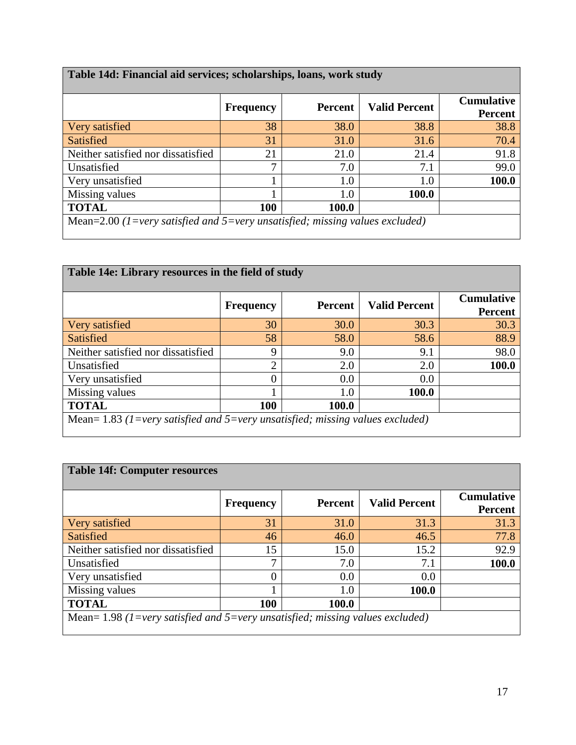| Table 14d: Financial aid services; scholarships, loans, work study | | | | |
|---|---|---|---|---|
| | **Frequency** | **Percent** | **Valid Percent** | **Cumulative Percent** |
| Very satisfied | 38 | 38.0 | 38.8 | 38.8 |
| Satisfied | 31 | 31.0 | 31.6 | 70.4 |
| Neither satisfied nor dissatisfied | 21 | 21.0 | 21.4 | 91.8 |
| Unsatisfied | 7 | 7.0 | 7.1 | 99.0 |
| Very unsatisfied | 1 | 1.0 | 1.0 | **100.0** |
| Missing values | 1 | 1.0 | **100.0** | |
| **TOTAL** | **100** | **100.0** | | |
| Mean=2.00 *(1=very satisfied and 5=very unsatisfied; missing values excluded)* | | | | |

| Table 14e: Library resources in the field of study | | | | |
|---|---|---|---|---|
| | **Frequency** | **Percent** | **Valid Percent** | **Cumulative Percent** |
| Very satisfied | 30 | 30.0 | 30.3 | 30.3 |
| Satisfied | 58 | 58.0 | 58.6 | 88.9 |
| Neither satisfied nor dissatisfied | 9 | 9.0 | 9.1 | 98.0 |
| Unsatisfied | 2 | 2.0 | 2.0 | **100.0** |
| Very unsatisfied | 0 | 0.0 | 0.0 | |
| Missing values | 1 | 1.0 | **100.0** | |
| **TOTAL** | **100** | **100.0** | | |
| Mean= 1.83 *(1=very satisfied and 5=very unsatisfied; missing values excluded)* | | | | |

| Table 14f: Computer resources | | | | |
|---|---|---|---|---|
| | **Frequency** | **Percent** | **Valid Percent** | **Cumulative Percent** |
| Very satisfied | 31 | 31.0 | 31.3 | 31.3 |
| Satisfied | 46 | 46.0 | 46.5 | 77.8 |
| Neither satisfied nor dissatisfied | 15 | 15.0 | 15.2 | 92.9 |
| Unsatisfied | 7 | 7.0 | 7.1 | **100.0** |
| Very unsatisfied | 0 | 0.0 | 0.0 | |
| Missing values | 1 | 1.0 | **100.0** | |
| **TOTAL** | **100** | **100.0** | | |
| Mean= 1.98 *(1=very satisfied and 5=very unsatisfied; missing values excluded)* | | | | |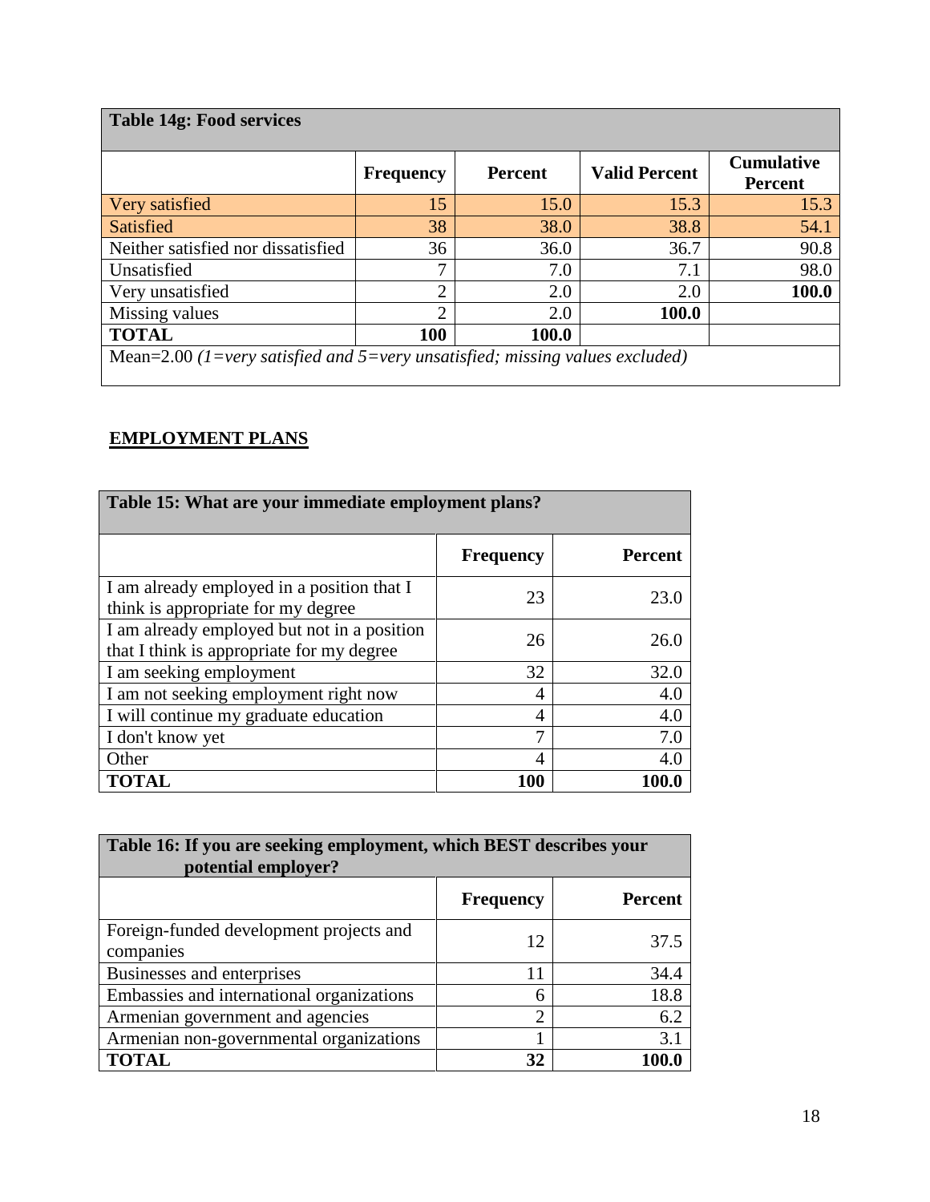| Table 14g: Food services | | | | |
|---|---|---|---|---|
| | **Frequency** | **Percent** | **Valid Percent** | **Cumulative Percent** |
| Very satisfied | 15 | 15.0 | 15.3 | 15.3 |
| Satisfied | 38 | 38.0 | 38.8 | 54.1 |
| Neither satisfied nor dissatisfied | 36 | 36.0 | 36.7 | 90.8 |
| Unsatisfied | 7 | 7.0 | 7.1 | 98.0 |
| Very unsatisfied | 2 | 2.0 | 2.0 | **100.0** |
| Missing values | 2 | 2.0 | **100.0** | |
| **TOTAL** | **100** | **100.0** | | |
| Mean=2.00 *(1=very satisfied and 5=very unsatisfied; missing values excluded)* | | | | |

## EMPLOYMENT PLANS

| Table 15: What are your immediate employment plans? | | |
|---|---|---|
| | **Frequency** | **Percent** |
| I am already employed in a position that I think is appropriate for my degree | 23 | 23.0 |
| I am already employed but not in a position that I think is appropriate for my degree | 26 | 26.0 |
| I am seeking employment | 32 | 32.0 |
| I am not seeking employment right now | 4 | 4.0 |
| I will continue my graduate education | 4 | 4.0 |
| I don't know yet | 7 | 7.0 |
| Other | 4 | 4.0 |
| **TOTAL** | **100** | **100.0** |

| Table 16: If you are seeking employment, which BEST describes your potential employer? | | |
|---|---|---|
| | **Frequency** | **Percent** |
| Foreign-funded development projects and companies | 12 | 37.5 |
| Businesses and enterprises | 11 | 34.4 |
| Embassies and international organizations | 6 | 18.8 |
| Armenian government and agencies | 2 | 6.2 |
| Armenian non-governmental organizations | 1 | 3.1 |
| **TOTAL** | **32** | **100.0** |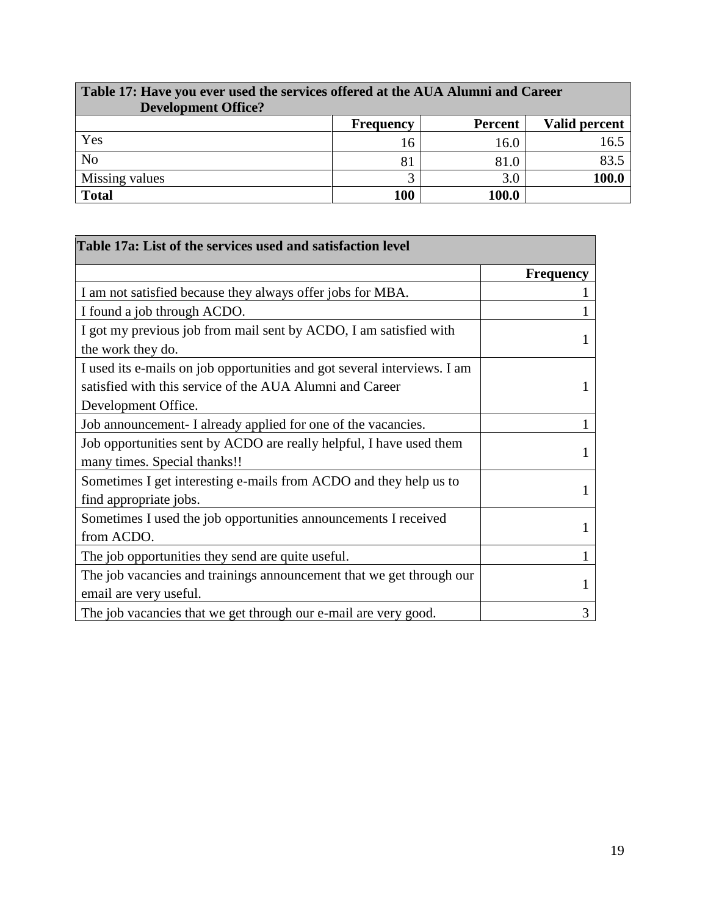**Table 17: Have you ever used the services offered at the AUA Alumni and Career Development Office?**

| | Frequency | Percent | Valid percent |
|---|---|---|---|
| Yes | 16 | 16.0 | 16.5 |
| No | 81 | 81.0 | 83.5 |
| Missing values | 3 | 3.0 | **100.0** |
| **Total** | **100** | **100.0** | |

**Table 17a: List of the services used and satisfaction level**

| | Frequency |
|---|---|
| I am not satisfied because they always offer jobs for MBA. | 1 |
| I found a job through ACDO. | 1 |
| I got my previous job from mail sent by ACDO, I am satisfied with the work they do. | 1 |
| I used its e-mails on job opportunities and got several interviews. I am satisfied with this service of the AUA Alumni and Career Development Office. | 1 |
| Job announcement- I already applied for one of the vacancies. | 1 |
| Job opportunities sent by ACDO are really helpful, I have used them many times. Special thanks!! | 1 |
| Sometimes I get interesting e-mails from ACDO and they help us to find appropriate jobs. | 1 |
| Sometimes I used the job opportunities announcements I received from ACDO. | 1 |
| The job opportunities they send are quite useful. | 1 |
| The job vacancies and trainings announcement that we get through our email are very useful. | 1 |
| The job vacancies that we get through our e-mail are very good. | 3 |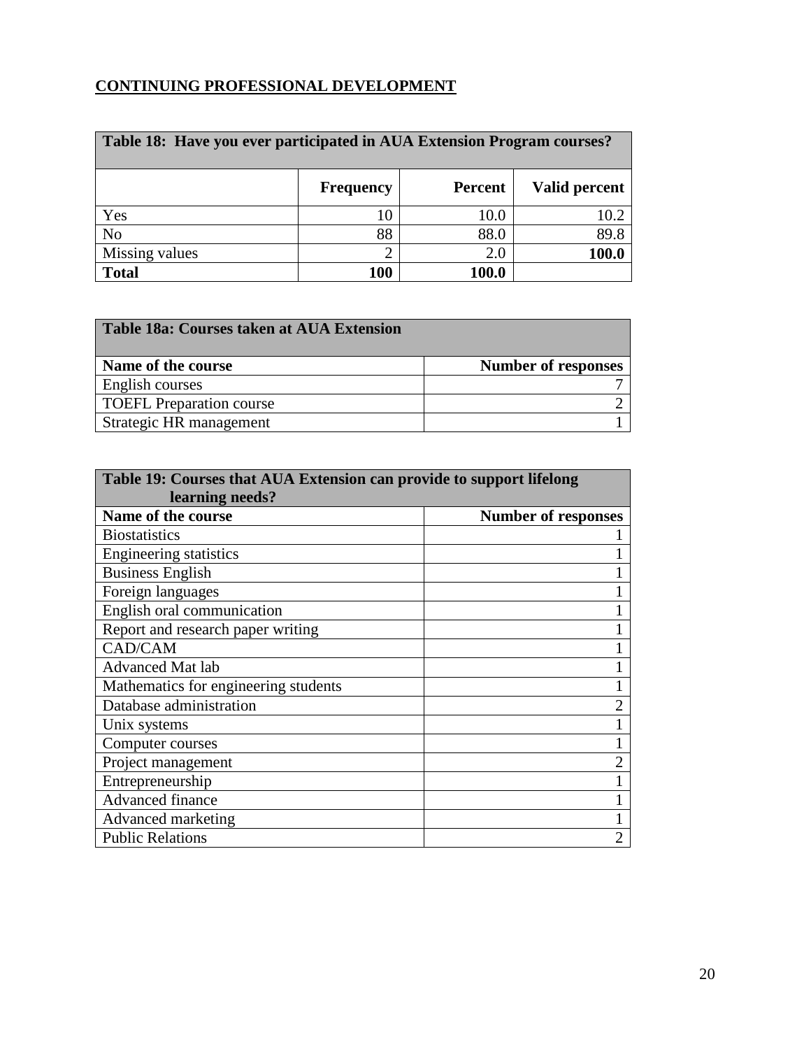## CONTINUING PROFESSIONAL DEVELOPMENT

**Table 18: Have you ever participated in AUA Extension Program courses?**

| | Frequency | Percent | Valid percent |
|---|---|---|---|
| Yes | 10 | 10.0 | 10.2 |
| No | 88 | 88.0 | 89.8 |
| Missing values | 2 | 2.0 | **100.0** |
| **Total** | **100** | **100.0** | |

**Table 18a: Courses taken at AUA Extension**

| Name of the course | Number of responses |
|---|---|
| English courses | 7 |
| TOEFL Preparation course | 2 |
| Strategic HR management | 1 |

**Table 19: Courses that AUA Extension can provide to support lifelong learning needs?**

| Name of the course | Number of responses |
|---|---|
| Biostatistics | 1 |
| Engineering statistics | 1 |
| Business English | 1 |
| Foreign languages | 1 |
| English oral communication | 1 |
| Report and research paper writing | 1 |
| CAD/CAM | 1 |
| Advanced Mat lab | 1 |
| Mathematics for engineering students | 1 |
| Database administration | 2 |
| Unix systems | 1 |
| Computer courses | 1 |
| Project management | 2 |
| Entrepreneurship | 1 |
| Advanced finance | 1 |
| Advanced marketing | 1 |
| Public Relations | 2 |